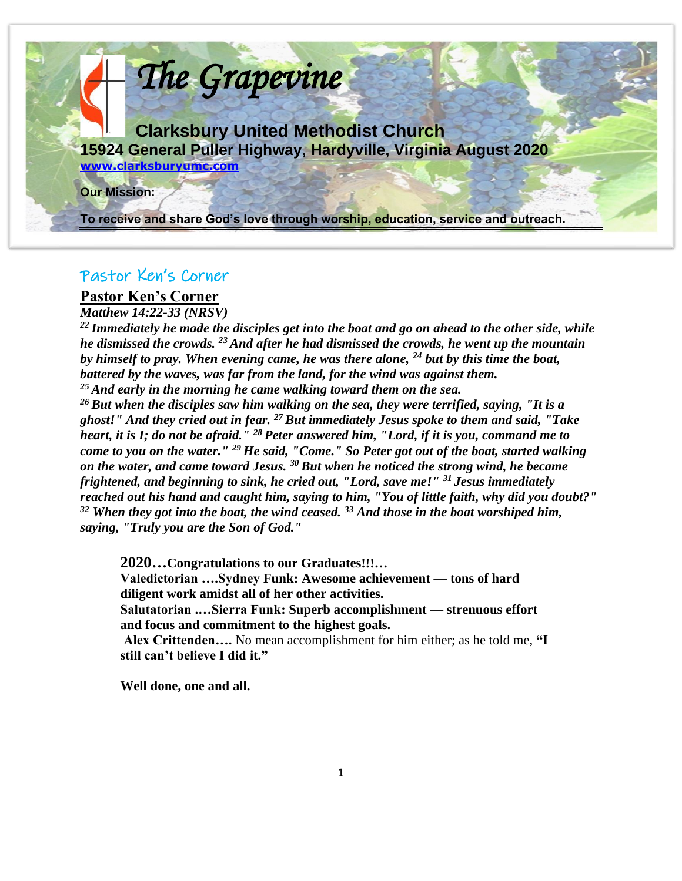# The Grapevine

## Clarksbury United Methodist Church

**15924 General Puller Highway, Hardyville, Virginia August 2020**

[www.clarksburyumc.com](http://www.clarksburyumc.com)

**Our Mission:**

**To receive and share God's love through worship, education, service and outreach.**

## Pastor Ken's Corner

### Pastor Ken's Corner

***Matthew 14:22-33 (NRSV)***

***[22] Immediately he made the disciples get into the boat and go on ahead to the other side, while he dismissed the crowds. [23] And after he had dismissed the crowds, he went up the mountain by himself to pray. When evening came, he was there alone, [24] but by this time the boat, battered by the waves, was far from the land, for the wind was against them.***
***[25] And early in the morning he came walking toward them on the sea.***
***[26] But when the disciples saw him walking on the sea, they were terrified, saying, "It is a ghost!" And they cried out in fear. [27] But immediately Jesus spoke to them and said, "Take heart, it is I; do not be afraid." [28] Peter answered him, "Lord, if it is you, command me to come to you on the water." [29] He said, "Come." So Peter got out of the boat, started walking on the water, and came toward Jesus. [30] But when he noticed the strong wind, he became frightened, and beginning to sink, he cried out, "Lord, save me!" [31] Jesus immediately reached out his hand and caught him, saying to him, "You of little faith, why did you doubt?" [32] When they got into the boat, the wind ceased. [33] And those in the boat worshiped him, saying, "Truly you are the Son of God."***

**2020…Congratulations to our Graduates!!!…**
**Valedictorian ….Sydney Funk: Awesome achievement — tons of hard diligent work amidst all of her other activities.**
**Salutatorian .…Sierra Funk: Superb accomplishment — strenuous effort and focus and commitment to the highest goals.**
**Alex Crittenden….** No mean accomplishment for him either; as he told me, **"I still can't believe I did it."**

**Well done, one and all.**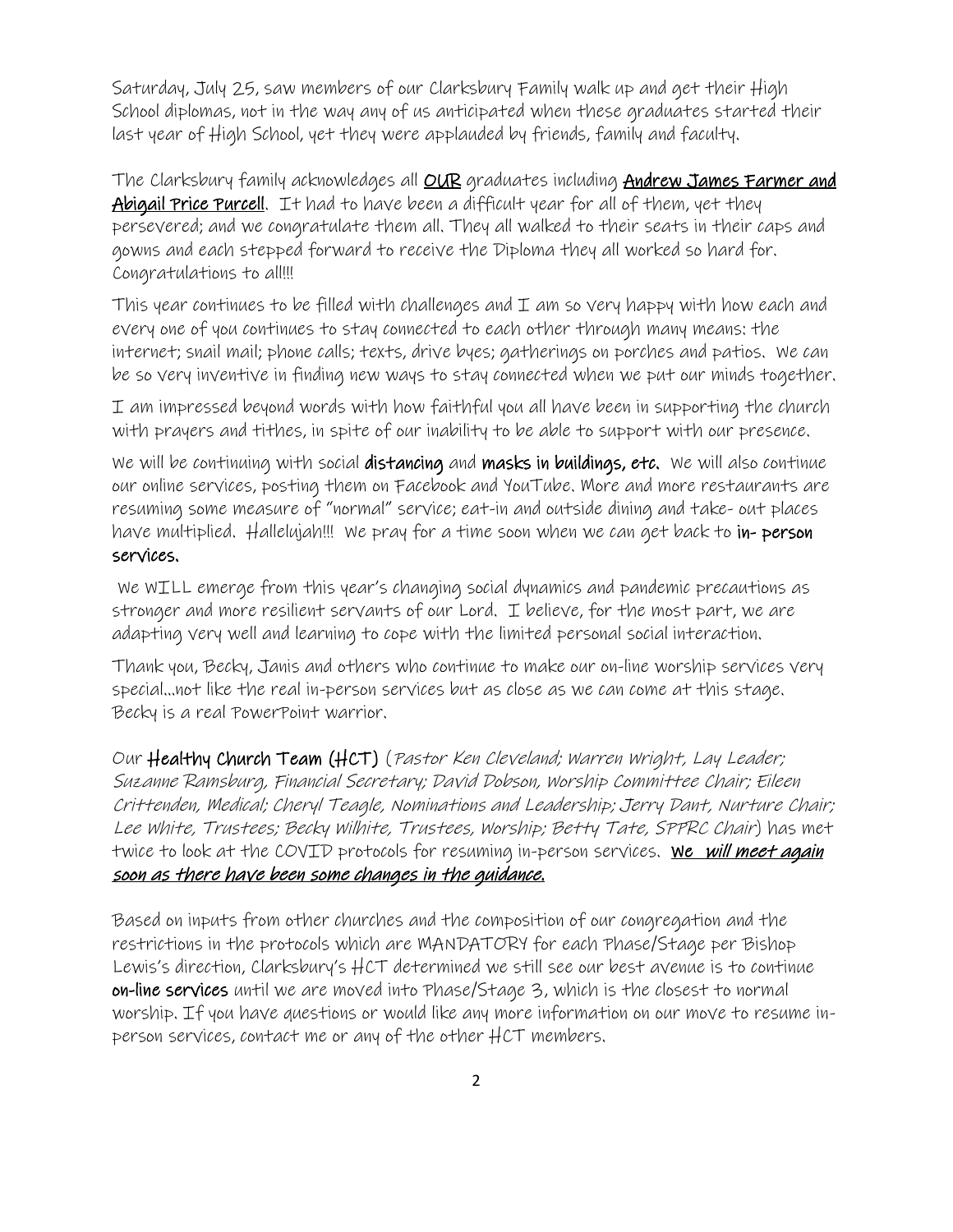Saturday, July 25, saw members of our Clarksbury Family walk up and get their High School diplomas, not in the way any of us anticipated when these graduates started their last year of High School, yet they were applauded by friends, family and faculty.

The Clarksbury family acknowledges all **OUR** graduates including **Andrew James Farmer and Abigail Price Purcell**. It had to have been a difficult year for all of them, yet they persevered; and we congratulate them all. They all walked to their seats in their caps and gowns and each stepped forward to receive the Diploma they all worked so hard for. Congratulations to all!!!

This year continues to be filled with challenges and I am so very happy with how each and every one of you continues to stay connected to each other through many means: the internet; snail mail; phone calls; texts, drive byes; gatherings on porches and patios. We can be so very inventive in finding new ways to stay connected when we put our minds together.

I am impressed beyond words with how faithful you all have been in supporting the church with prayers and tithes, in spite of our inability to be able to support with our presence.

We will be continuing with social **distancing** and **masks in buildings, etc.** We will also continue our online services, posting them on Facebook and YouTube. More and more restaurants are resuming some measure of "normal" service; eat-in and outside dining and take- out places have multiplied. Hallelujah!!! We pray for a time soon when we can get back to **in- person services.**

We WILL emerge from this year's changing social dynamics and pandemic precautions as stronger and more resilient servants of our Lord. I believe, for the most part, we are adapting very well and learning to cope with the limited personal social interaction.

Thank you, Becky, Janis and others who continue to make our on-line worship services very special…not like the real in-person services but as close as we can come at this stage. Becky is a real PowerPoint warrior.

Our **Healthy Church Team (HCT)** (*Pastor Ken Cleveland; Warren Wright, Lay Leader; Suzanne Ramsburg, Financial Secretary; David Dobson, Worship Committee Chair; Eileen Crittenden, Medical; Cheryl Teagle, Nominations and Leadership; Jerry Dant, Nurture Chair; Lee White, Trustees; Becky Wilhite, Trustees, Worship; Betty Tate, SPPRC Chair*) has met twice to look at the COVID protocols for resuming in-person services. ***We will meet again soon as there have been some changes in the guidance.***

Based on inputs from other churches and the composition of our congregation and the restrictions in the protocols which are MANDATORY for each Phase/Stage per Bishop Lewis's direction, Clarksbury's HCT determined we still see our best avenue is to continue **on-line services** until we are moved into Phase/Stage 3, which is the closest to normal worship. If you have questions or would like any more information on our move to resume in-person services, contact me or any of the other HCT members.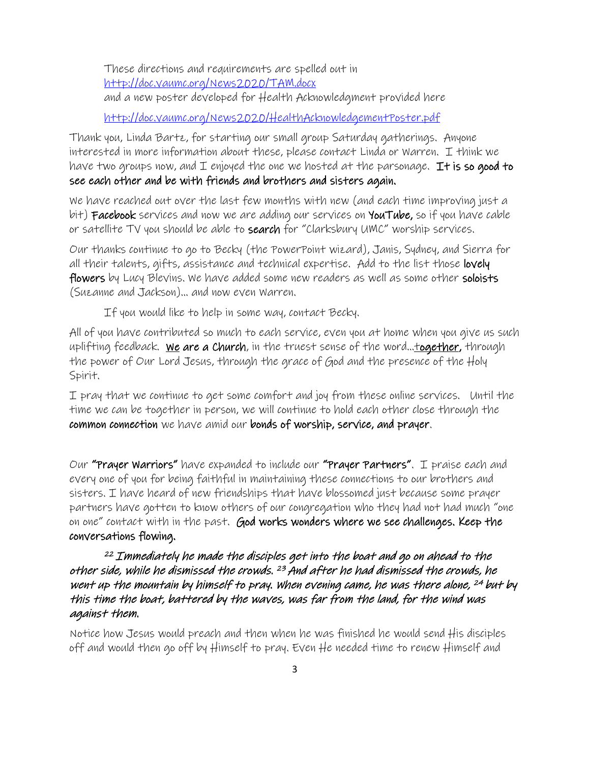These directions and requirements are spelled out in
http://doc.vaumc.org/News2020/TAM.docx
and a new poster developed for Health Acknowledgment provided here

http://doc.vaumc.org/News2020/HealthAcknowledgementPoster.pdf

Thank you, Linda Bartz, for starting our small group Saturday gatherings. Anyone interested in more information about these, please contact Linda or Warren. I think we have two groups now, and I enjoyed the one we hosted at the parsonage. **It is so good to see each other and be with friends and brothers and sisters again.**

We have reached out over the last few months with new (and each time improving just a bit) **Facebook** services and now we are adding our services on **YouTube,** so if you have cable or satellite TV you should be able to **search** for "Clarksbury UMC" worship services.

Our thanks continue to go to Becky (the PowerPoint wizard), Janis, Sydney, and Sierra for all their talents, gifts, assistance and technical expertise. Add to the list those **lovely flowers** by Lucy Blevins. We have added some new readers as well as some other **soloists** (Suzanne and Jackson)... and now even Warren.

If you would like to help in some way, contact Becky.

All of you have contributed so much to each service, even you at home when you give us such uplifting feedback. **<u>We</u> are a Church**, in the truest sense of the word...**<u>together</u>,** through the power of Our Lord Jesus, through the grace of God and the presence of the Holy Spirit.

I pray that we continue to get some comfort and joy from these online services. Until the time we can be together in person, we will continue to hold each other close through the **common connection** we have amid our **bonds of worship, service, and prayer**.

Our **"Prayer Warriors"** have expanded to include our **"Prayer Partners"**. I praise each and every one of you for being faithful in maintaining these connections to our brothers and sisters. I have heard of new friendships that have blossomed just because some prayer partners have gotten to know others of our congregation who they had not had much "one on one" contact with in the past. **God works wonders where we see challenges. Keep the conversations flowing.**

***[22] Immediately he made the disciples get into the boat and go on ahead to the other side, while he dismissed the crowds. [23] And after he had dismissed the crowds, he went up the mountain by himself to pray. When evening came, he was there alone, [24] but by this time the boat, battered by the waves, was far from the land, for the wind was against them.***

Notice how Jesus would preach and then when he was finished he would send His disciples off and would then go off by Himself to pray. Even He needed time to renew Himself and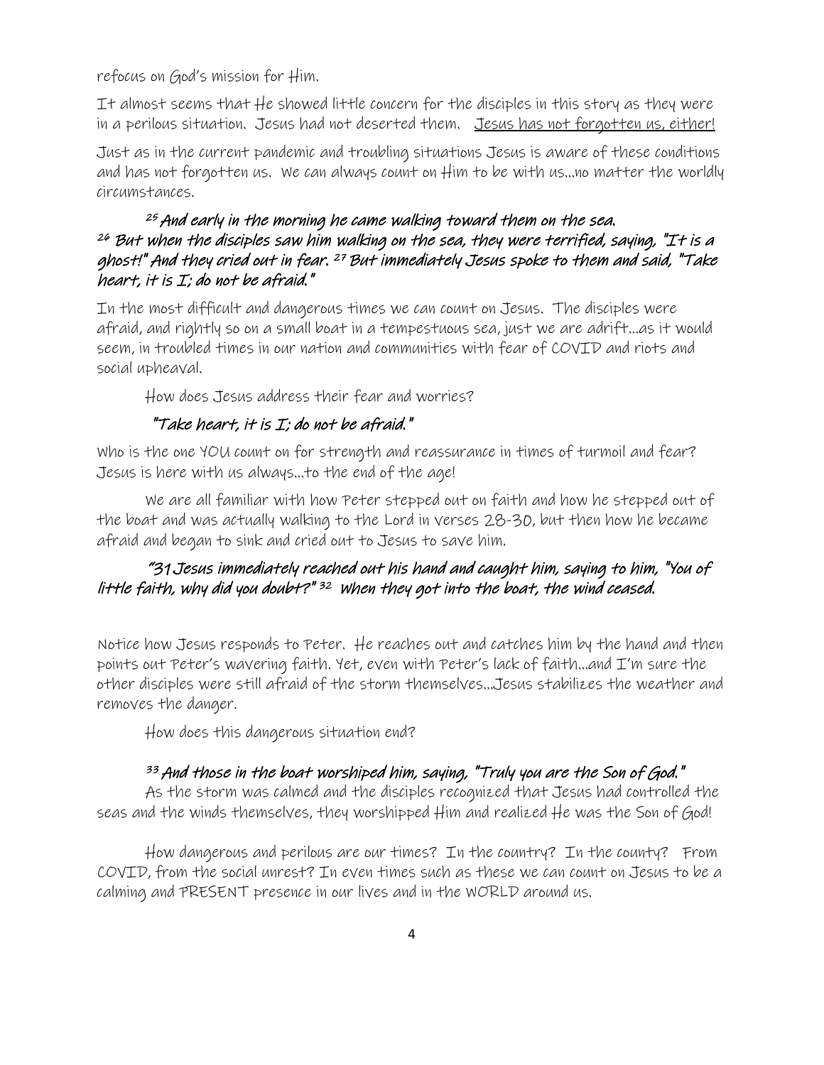refocus on God's mission for Him.

It almost seems that He showed little concern for the disciples in this story as they were in a perilous situation. Jesus had not deserted them. <u>Jesus has not forgotten us, either!</u>

Just as in the current pandemic and troubling situations Jesus is aware of these conditions and has not forgotten us. We can always count on Him to be with us…no matter the worldly circumstances.

> **[25] And early in the morning he came walking toward them on the sea. [26] But when the disciples saw him walking on the sea, they were terrified, saying, "It is a ghost!" And they cried out in fear. [27] But immediately Jesus spoke to them and said, "Take heart, it is I; do not be afraid."**

In the most difficult and dangerous times we can count on Jesus. The disciples were afraid, and rightly so on a small boat in a tempestuous sea, just we are adrift…as it would seem, in troubled times in our nation and communities with fear of COVID and riots and social upheaval.

How does Jesus address their fear and worries?

**"Take heart, it is I; do not be afraid."**

Who is the one YOU count on for strength and reassurance in times of turmoil and fear? Jesus is here with us always…to the end of the age!

We are all familiar with how Peter stepped out on faith and how he stepped out of the boat and was actually walking to the Lord in verses 28-30, but then how he became afraid and began to sink and cried out to Jesus to save him.

> **"31 Jesus immediately reached out his hand and caught him, saying to him, "You of little faith, why did you doubt?" [32] When they got into the boat, the wind ceased.**

Notice how Jesus responds to Peter. He reaches out and catches him by the hand and then points out Peter's wavering faith. Yet, even with Peter's lack of faith…and I'm sure the other disciples were still afraid of the storm themselves…Jesus stabilizes the weather and removes the danger.

How does this dangerous situation end?

> **[33] And those in the boat worshiped him, saying, "Truly you are the Son of God."**

As the storm was calmed and the disciples recognized that Jesus had controlled the seas and the winds themselves, they worshipped Him and realized He was the Son of God!

How dangerous and perilous are our times? In the country? In the county? From COVID, from the social unrest? In even times such as these we can count on Jesus to be a calming and PRESENT presence in our lives and in the WORLD around us.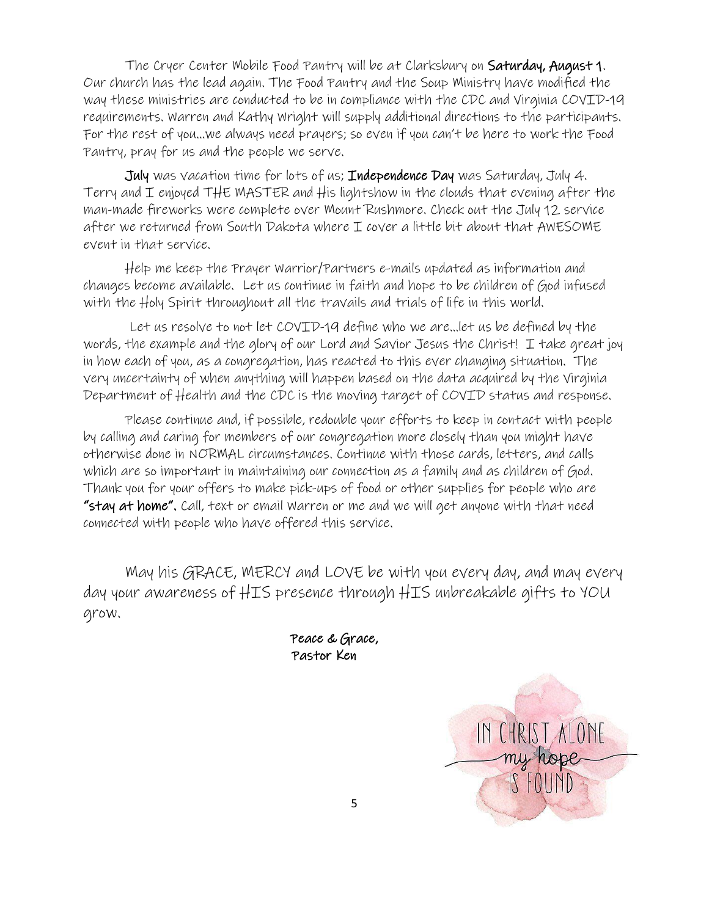The Cryer Center Mobile Food Pantry will be at Clarksbury on **Saturday, August 1.** Our church has the lead again. The Food Pantry and the Soup Ministry have modified the way these ministries are conducted to be in compliance with the CDC and Virginia COVID-19 requirements. Warren and Kathy Wright will supply additional directions to the participants. For the rest of you…we always need prayers; so even if you can't be here to work the Food Pantry, pray for us and the people we serve.

**July** was vacation time for lots of us; **Independence Day** was Saturday, July 4. Terry and I enjoyed THE MASTER and His lightshow in the clouds that evening after the man-made fireworks were complete over Mount Rushmore. Check out the July 12 service after we returned from South Dakota where I cover a little bit about that AWESOME event in that service.

Help me keep the Prayer Warrior/Partners e-mails updated as information and changes become available. Let us continue in faith and hope to be children of God infused with the Holy Spirit throughout all the travails and trials of life in this world.

Let us resolve to not let COVID-19 define who we are…let us be defined by the words, the example and the glory of our Lord and Savior Jesus the Christ! I take great joy in how each of you, as a congregation, has reacted to this ever changing situation. The very uncertainty of when anything will happen based on the data acquired by the Virginia Department of Health and the CDC is the moving target of COVID status and response.

Please continue and, if possible, redouble your efforts to keep in contact with people by calling and caring for members of our congregation more closely than you might have otherwise done in NORMAL circumstances. Continue with those cards, letters, and calls which are so important in maintaining our connection as a family and as children of God. Thank you for your offers to make pick-ups of food or other supplies for people who are **"stay at home".** Call, text or email Warren or me and we will get anyone with that need connected with people who have offered this service.

May his GRACE, MERCY and LOVE be with you every day, and may every day your awareness of HIS presence through HIS unbreakable gifts to YOU grow.

**Peace & Grace,**
**Pastor Ken**

IN CHRIST ALONE my hope IS FOUND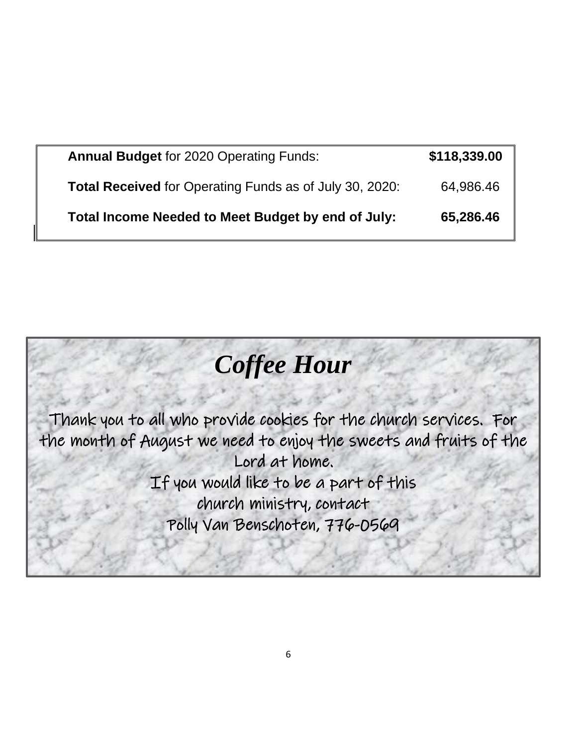| | |
|---|---|
| **Annual Budget** for 2020 Operating Funds: | **$118,339.00** |
| **Total Received** for Operating Funds as of July 30, 2020: | 64,986.46 |
| **Total Income Needed to Meet Budget by end of July:** | **65,286.46** |

# *Coffee Hour*

Thank you to all who provide cookies for the church services. For the month of August we need to enjoy the sweets and fruits of the Lord at home.

If you would like to be a part of this church ministry, contact Polly Van Benschoten, 776-0569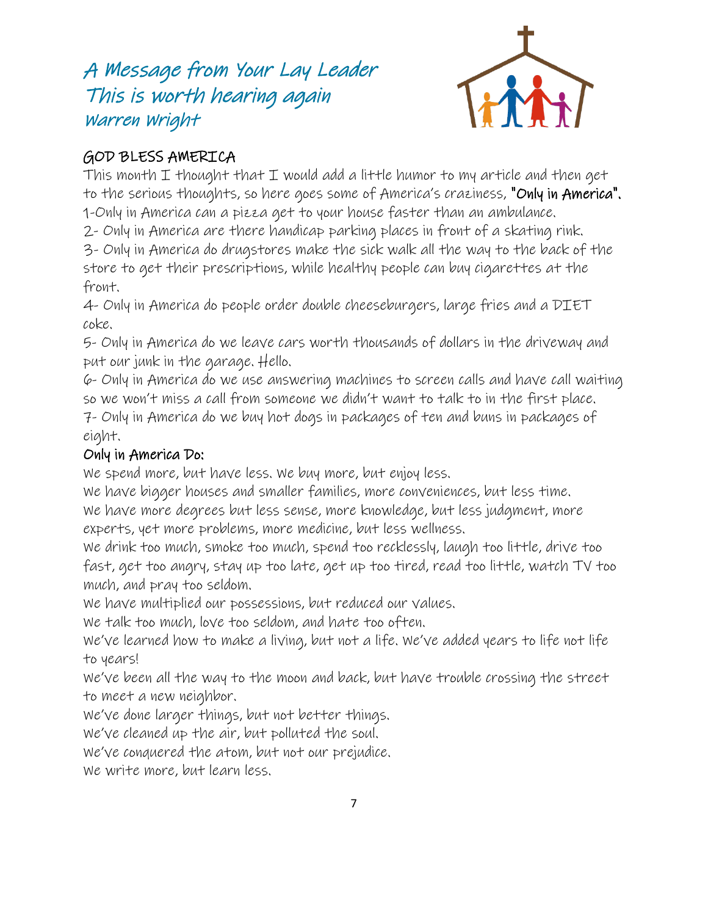# A Message from Your Lay Leader
## This is worth hearing again
### Warren Wright

**GOD BLESS AMERICA**

This month I thought that I would add a little humor to my article and then get to the serious thoughts, so here goes some of America's craziness, **"Only in America".**

1-Only in America can a pizza get to your house faster than an ambulance.

2- Only in America are there handicap parking places in front of a skating rink.

3- Only in America do drugstores make the sick walk all the way to the back of the store to get their prescriptions, while healthy people can buy cigarettes at the front.

4- Only in America do people order double cheeseburgers, large fries and a DIET coke.

5- Only in America do we leave cars worth thousands of dollars in the driveway and put our junk in the garage. Hello.

6- Only in America do we use answering machines to screen calls and have call waiting so we won't miss a call from someone we didn't want to talk to in the first place.

7- Only in America do we buy hot dogs in packages of ten and buns in packages of eight.

**Only in America Do:**

We spend more, but have less. We buy more, but enjoy less.

We have bigger houses and smaller families, more conveniences, but less time.

We have more degrees but less sense, more knowledge, but less judgment, more experts, yet more problems, more medicine, but less wellness.

We drink too much, smoke too much, spend too recklessly, laugh too little, drive too fast, get too angry, stay up too late, get up too tired, read too little, watch TV too much, and pray too seldom.

We have multiplied our possessions, but reduced our values.

We talk too much, love too seldom, and hate too often.

We've learned how to make a living, but not a life. We've added years to life not life to years!

We've been all the way to the moon and back, but have trouble crossing the street to meet a new neighbor.

We've done larger things, but not better things.

We've cleaned up the air, but polluted the soul.

We've conquered the atom, but not our prejudice.

We write more, but learn less.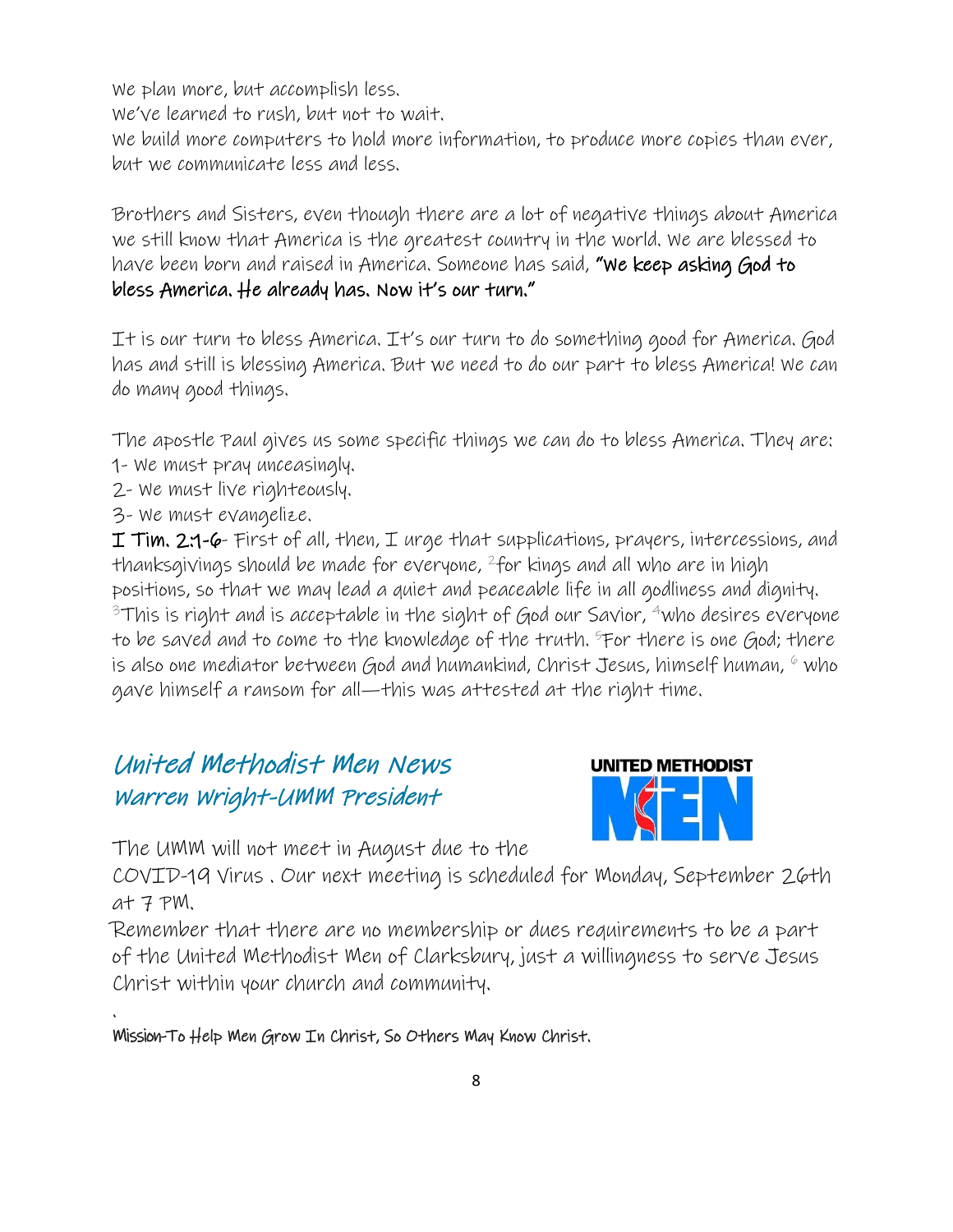We plan more, but accomplish less.
We've learned to rush, but not to wait.
We build more computers to hold more information, to produce more copies than ever, but we communicate less and less.

Brothers and Sisters, even though there are a lot of negative things about America we still know that America is the greatest country in the world. We are blessed to have been born and raised in America. Someone has said, **"We keep asking God to bless America. He already has. Now it's our turn."**

It is our turn to bless America. It's our turn to do something good for America. God has and still is blessing America. But we need to do our part to bless America! We can do many good things.

The apostle Paul gives us some specific things we can do to bless America. They are:
1- We must pray unceasingly.
2- We must live righteously.
3- We must evangelize.

**I Tim. 2:1-6**- First of all, then, I urge that supplications, prayers, intercessions, and thanksgivings should be made for everyone, [2]for kings and all who are in high positions, so that we may lead a quiet and peaceable life in all godliness and dignity. [3]This is right and is acceptable in the sight of God our Savior, [4]who desires everyone to be saved and to come to the knowledge of the truth. [5]For there is one God; there is also one mediator between God and humankind, Christ Jesus, himself human, [6] who gave himself a ransom for all—this was attested at the right time.

## *United Methodist Men News*

### *Warren Wright-UMM President*

UNITED METHODIST MEN

The UMM will not meet in August due to the COVID-19 Virus . Our next meeting is scheduled for Monday, September 26th at 7 PM.

Remember that there are no membership or dues requirements to be a part of the United Methodist Men of Clarksbury, just a willingness to serve Jesus Christ within your church and community.

**Mission-To Help Men Grow In Christ, So Others May Know Christ.**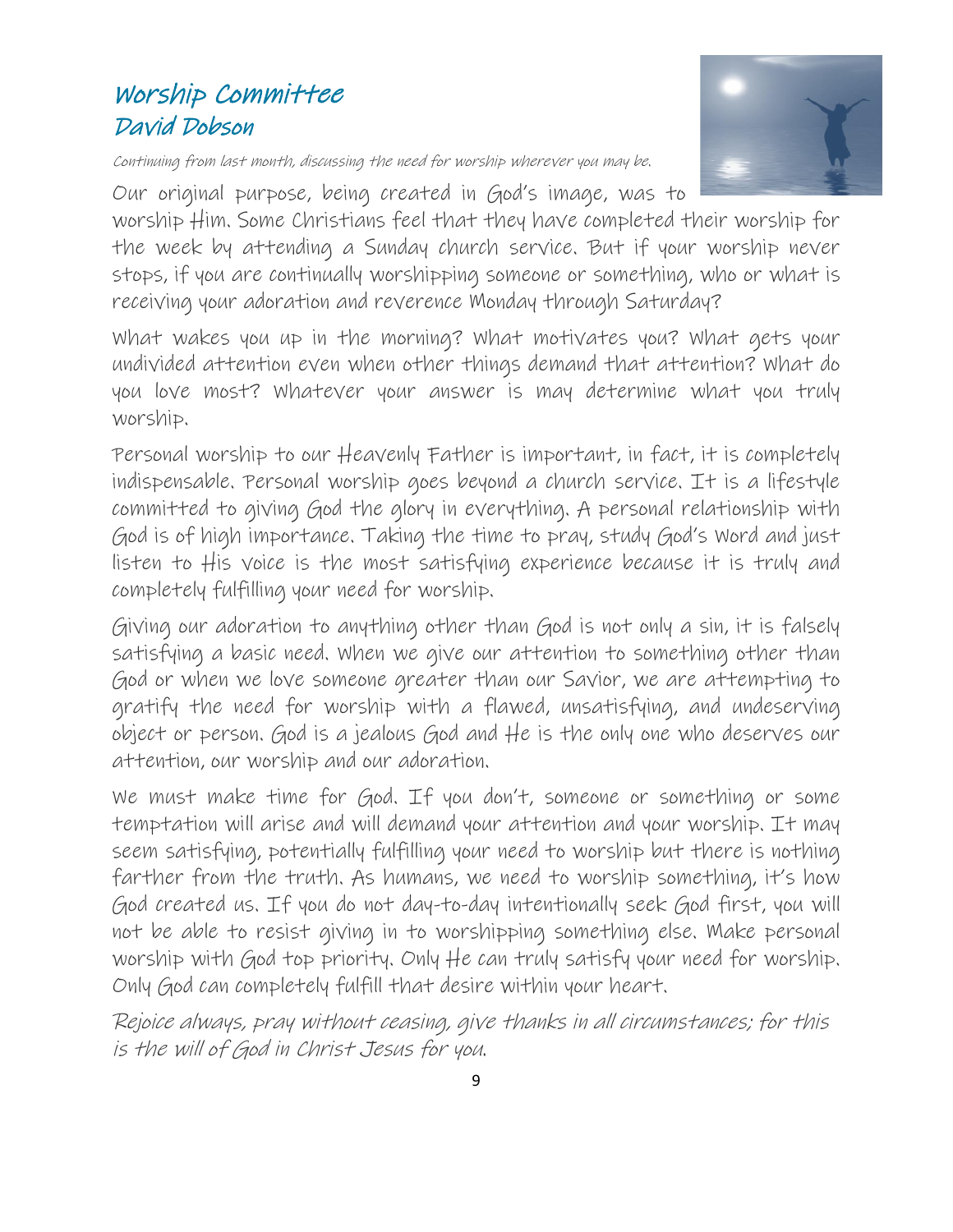# Worship Committee
## David Dobson

*Continuing from last month, discussing the need for worship wherever you may be.*

Our original purpose, being created in God's image, was to worship Him. Some Christians feel that they have completed their worship for the week by attending a Sunday church service. But if your worship never stops, if you are continually worshipping someone or something, who or what is receiving your adoration and reverence Monday through Saturday?

What wakes you up in the morning? What motivates you? What gets your undivided attention even when other things demand that attention? What do you love most? Whatever your answer is may determine what you truly worship.

Personal worship to our Heavenly Father is important, in fact, it is completely indispensable. Personal worship goes beyond a church service. It is a lifestyle committed to giving God the glory in everything. A personal relationship with God is of high importance. Taking the time to pray, study God's Word and just listen to His voice is the most satisfying experience because it is truly and completely fulfilling your need for worship.

Giving our adoration to anything other than God is not only a sin, it is falsely satisfying a basic need. When we give our attention to something other than God or when we love someone greater than our Savior, we are attempting to gratify the need for worship with a flawed, unsatisfying, and undeserving object or person. God is a jealous God and He is the only one who deserves our attention, our worship and our adoration.

We must make time for God. If you don't, someone or something or some temptation will arise and will demand your attention and your worship. It may seem satisfying, potentially fulfilling your need to worship but there is nothing farther from the truth. As humans, we need to worship something, it's how God created us. If you do not day-to-day intentionally seek God first, you will not be able to resist giving in to worshipping something else. Make personal worship with God top priority. Only He can truly satisfy your need for worship. Only God can completely fulfill that desire within your heart.

*Rejoice always, pray without ceasing, give thanks in all circumstances; for this is the will of God in Christ Jesus for you.*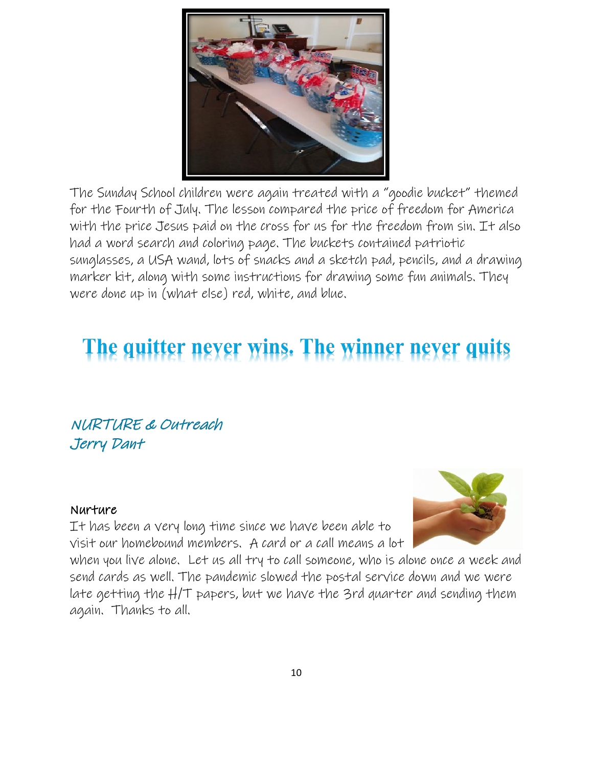The Sunday School children were again treated with a "goodie bucket" themed for the Fourth of July. The lesson compared the price of freedom for America with the price Jesus paid on the cross for us for the freedom from sin. It also had a word search and coloring page. The buckets contained patriotic sunglasses, a USA wand, lots of snacks and a sketch pad, pencils, and a drawing marker kit, along with some instructions for drawing some fun animals. They were done up in (what else) red, white, and blue.

# The quitter never wins. The winner never quits

## NURTURE & Outreach
## Jerry Dant

**Nurture**

It has been a very long time since we have been able to visit our homebound members. A card or a call means a lot when you live alone. Let us all try to call someone, who is alone once a week and send cards as well. The pandemic slowed the postal service down and we were late getting the H/T papers, but we have the 3rd quarter and sending them again. Thanks to all.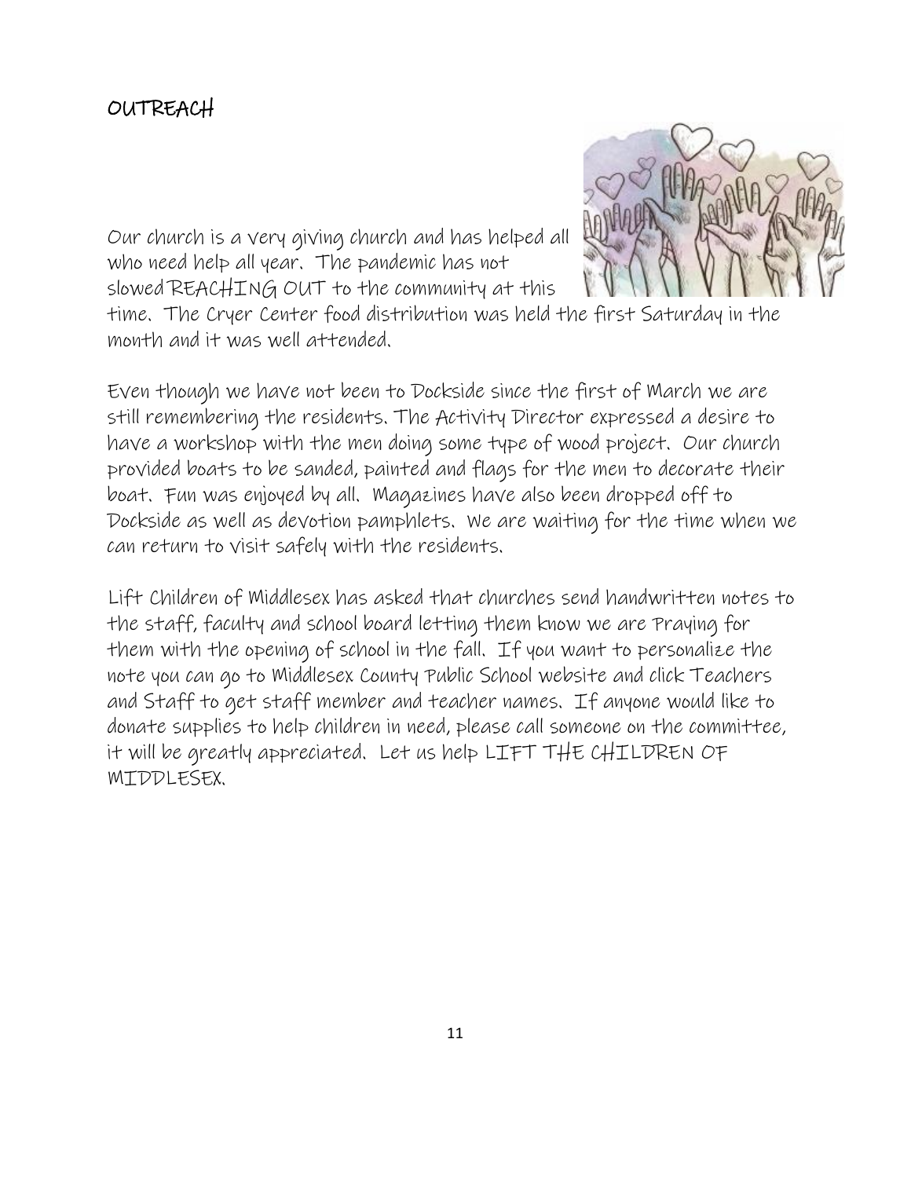## OUTREACH

Our church is a very giving church and has helped all who need help all year. The pandemic has not slowed REACHING OUT to the community at this time. The Cryer Center food distribution was held the first Saturday in the month and it was well attended.

Even though we have not been to Dockside since the first of March we are still remembering the residents. The Activity Director expressed a desire to have a workshop with the men doing some type of wood project. Our church provided boats to be sanded, painted and flags for the men to decorate their boat. Fun was enjoyed by all. Magazines have also been dropped off to Dockside as well as devotion pamphlets. We are waiting for the time when we can return to visit safely with the residents.

Lift Children of Middlesex has asked that churches send handwritten notes to the staff, faculty and school board letting them know we are Praying for them with the opening of school in the fall. If you want to personalize the note you can go to Middlesex County Public School website and click Teachers and Staff to get staff member and teacher names. If anyone would like to donate supplies to help children in need, please call someone on the committee, it will be greatly appreciated. Let us help LIFT THE CHILDREN OF MIDDLESEX.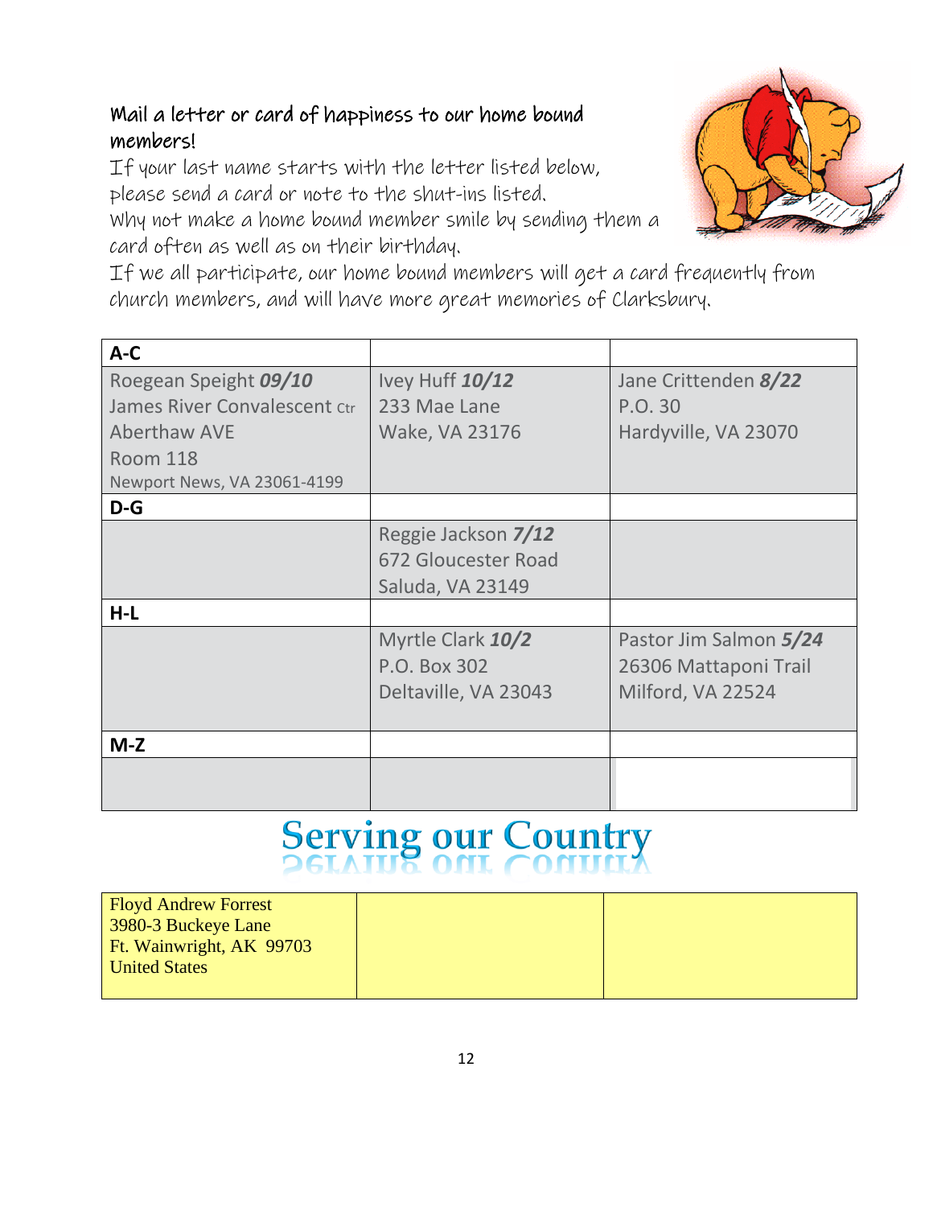### Mail a letter or card of happiness to our home bound members!

If your last name starts with the letter listed below, please send a card or note to the shut-ins listed.
Why not make a home bound member smile by sending them a card often as well as on their birthday.
If we all participate, our home bound members will get a card frequently from church members, and will have more great memories of Clarksbury.

| | | |
|---|---|---|
| **A-C** | | |
| Roegean Speight ***09/10***<br>James River Convalescent Ctr<br>Aberthaw AVE<br>Room 118<br>Newport News, VA 23061-4199 | Ivey Huff ***10/12***<br>233 Mae Lane<br>Wake, VA 23176 | Jane Crittenden ***8/22***<br>P.O. 30<br>Hardyville, VA 23070 |
| **D-G** | | |
| | Reggie Jackson ***7/12***<br>672 Gloucester Road<br>Saluda, VA 23149 | |
| **H-L** | | |
| | Myrtle Clark ***10/2***<br>P.O. Box 302<br>Deltaville, VA 23043 | Pastor Jim Salmon ***5/24***<br>26306 Mattaponi Trail<br>Milford, VA 22524 |
| **M-Z** | | |
| | | |

## Serving our Country

| | | |
|---|---|---|
| Floyd Andrew Forrest<br>3980-3 Buckeye Lane<br>Ft. Wainwright, AK 99703<br>United States | | |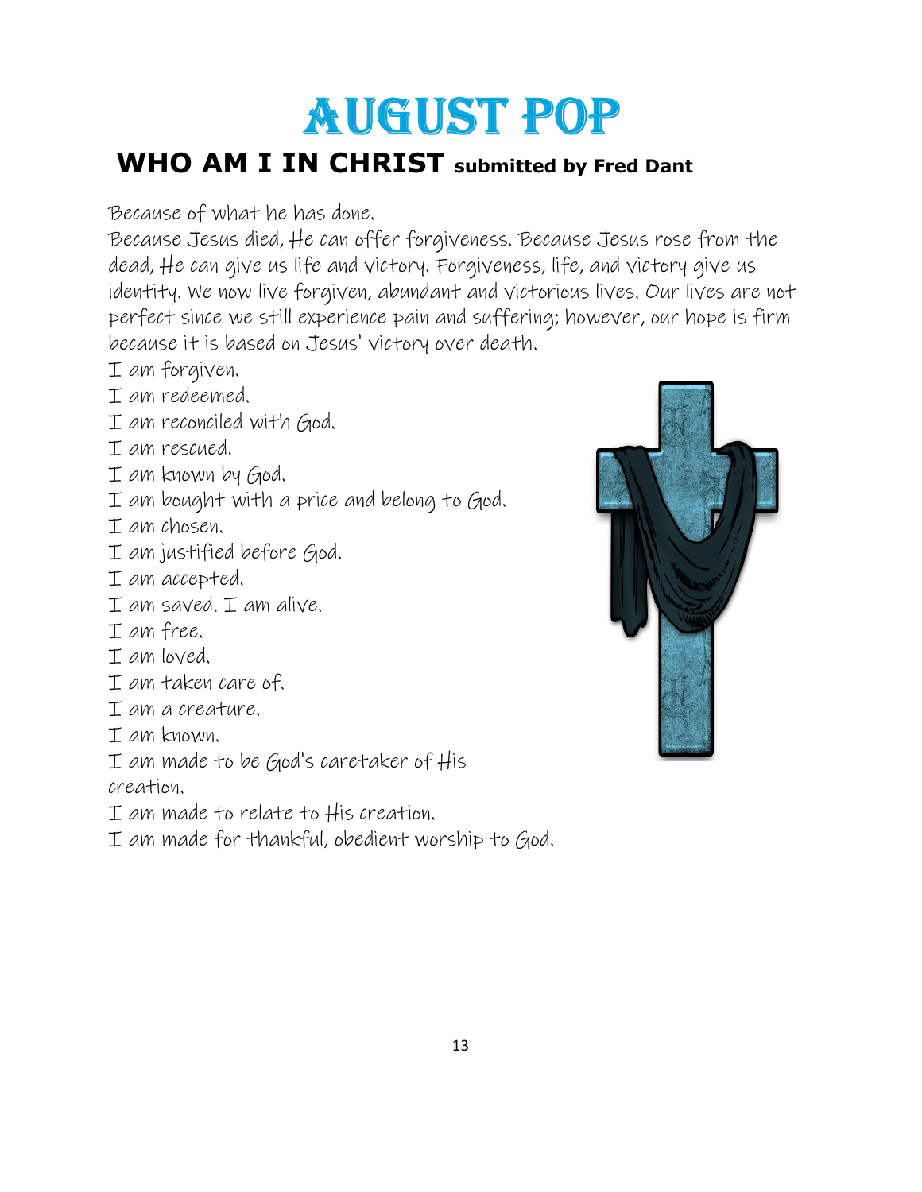# AUGUST POP

## WHO AM I IN CHRIST submitted by Fred Dant

Because of what he has done.

Because Jesus died, He can offer forgiveness. Because Jesus rose from the dead, He can give us life and victory. Forgiveness, life, and victory give us identity. We now live forgiven, abundant and victorious lives. Our lives are not perfect since we still experience pain and suffering; however, our hope is firm because it is based on Jesus' victory over death.

I am forgiven.
I am redeemed.
I am reconciled with God.
I am rescued.
I am known by God.
I am bought with a price and belong to God.
I am chosen.
I am justified before God.
I am accepted.
I am saved. I am alive.
I am free.
I am loved.
I am taken care of.
I am a creature.
I am known.
I am made to be God's caretaker of His creation.
I am made to relate to His creation.
I am made for thankful, obedient worship to God.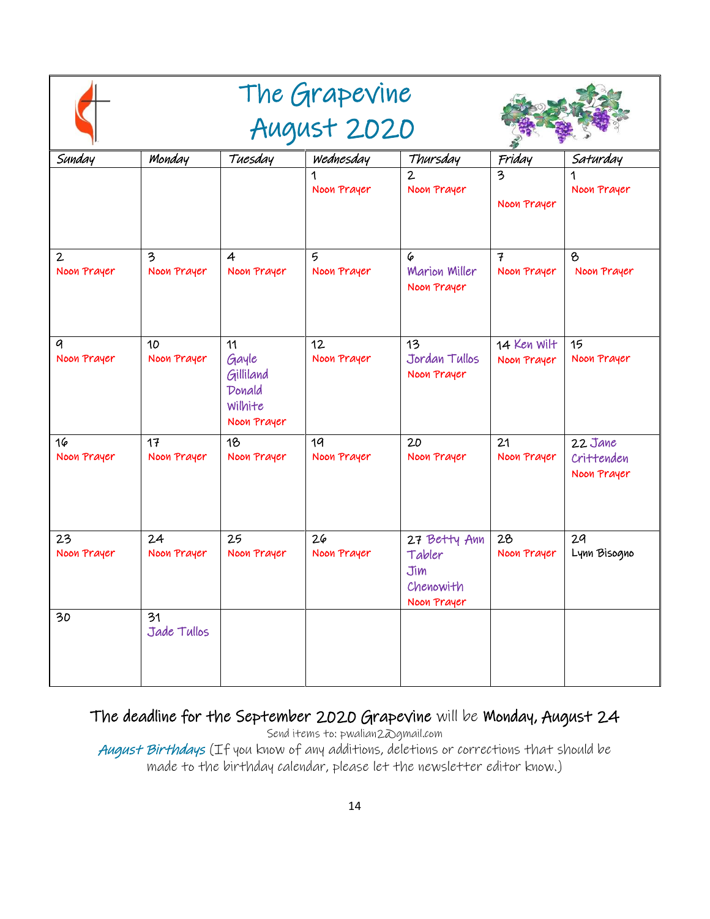# The Grapevine
# August 2020

| Sunday | Monday | Tuesday | Wednesday | Thursday | Friday | Saturday |
|---|---|---|---|---|---|---|
| | | | 1 Noon Prayer | 2 Noon Prayer | 3 Noon Prayer | 1 Noon Prayer |
| 2 Noon Prayer | 3 Noon Prayer | 4 Noon Prayer | 5 Noon Prayer | 6 Marion Miller Noon Prayer | 7 Noon Prayer | 8 Noon Prayer |
| 9 Noon Prayer | 10 Noon Prayer | 11 Gayle Gilliland Donald Wilhite Noon Prayer | 12 Noon Prayer | 13 Jordan Tullos Noon Prayer | 14 Ken Wilt Noon Prayer | 15 Noon Prayer |
| 16 Noon Prayer | 17 Noon Prayer | 18 Noon Prayer | 19 Noon Prayer | 20 Noon Prayer | 21 Noon Prayer | 22 Jane Crittenden Noon Prayer |
| 23 Noon Prayer | 24 Noon Prayer | 25 Noon Prayer | 26 Noon Prayer | 27 Betty Ann Tabler Jim Chenowith Noon Prayer | 28 Noon Prayer | 29 Lynn Bisogno |
| 30 | 31 Jade Tullos | | | | | |

**The deadline for the September 2020 Grapevine** will be **Monday, August 24**

Send items to: pwalian2@gmail.com

*August Birthdays* (If you know of any additions, deletions or corrections that should be made to the birthday calendar, please let the newsletter editor know.)